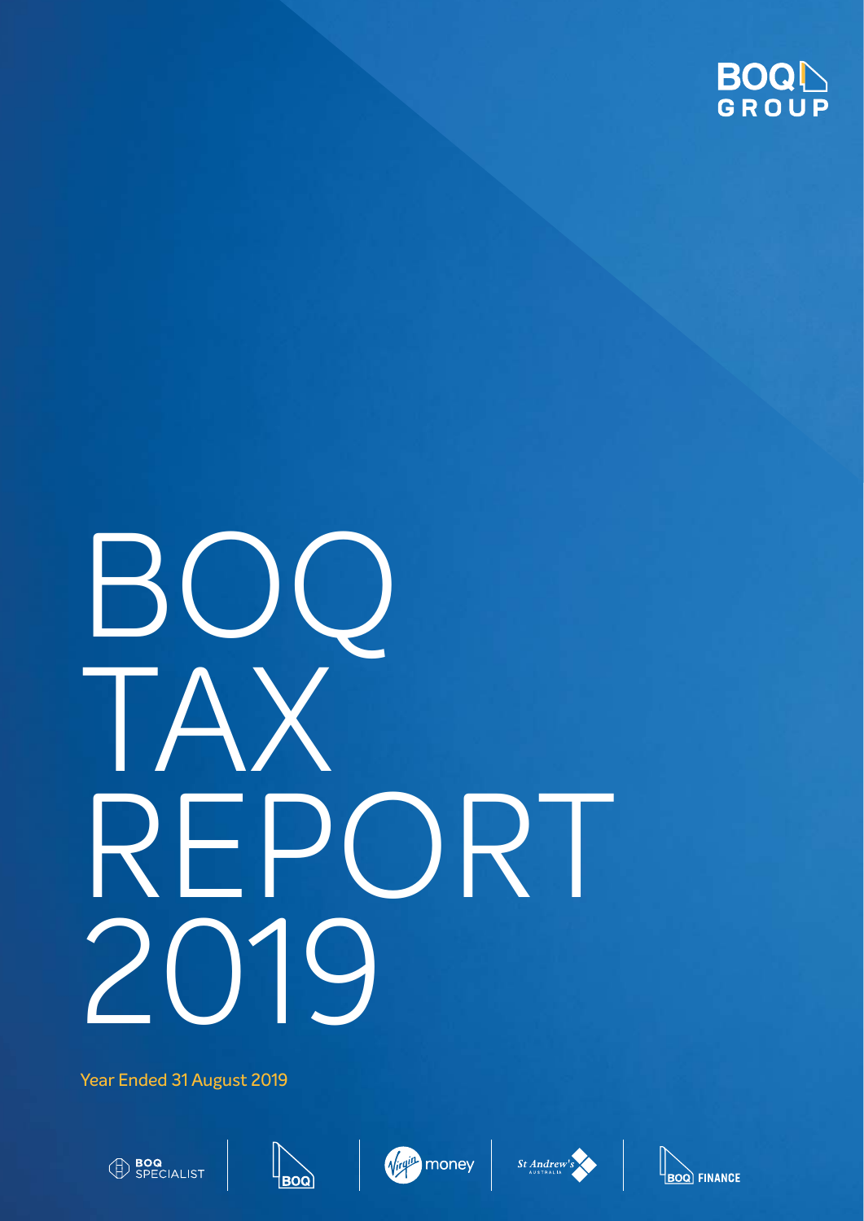BOQ GROUP

# BOQ TAX REPORT 2019

Year Ended 31 August 2019

BOQ SPECIALIST | BOQ | Virgin money | St Andrew's AUSTRALIA | BOQ FINANCE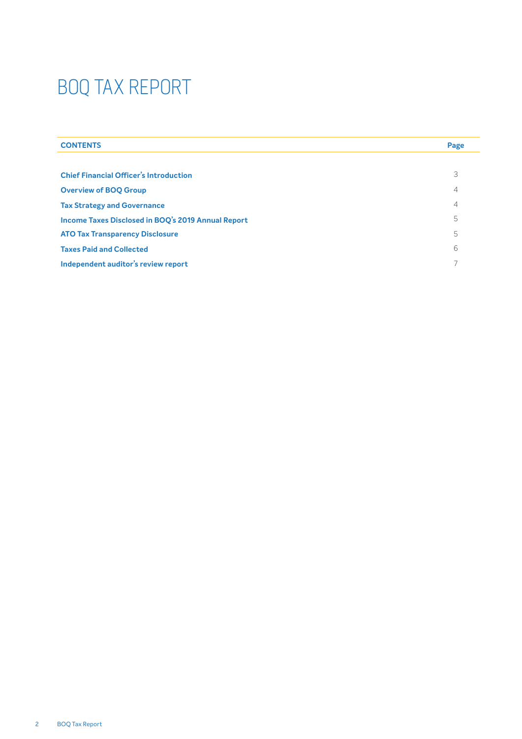# BOQ TAX REPORT

| CONTENTS | Page |
| --- | --- |
| Chief Financial Officer's Introduction | 3 |
| Overview of BOQ Group | 4 |
| Tax Strategy and Governance | 4 |
| Income Taxes Disclosed in BOQ's 2019 Annual Report | 5 |
| ATO Tax Transparency Disclosure | 5 |
| Taxes Paid and Collected | 6 |
| Independent auditor's review report | 7 |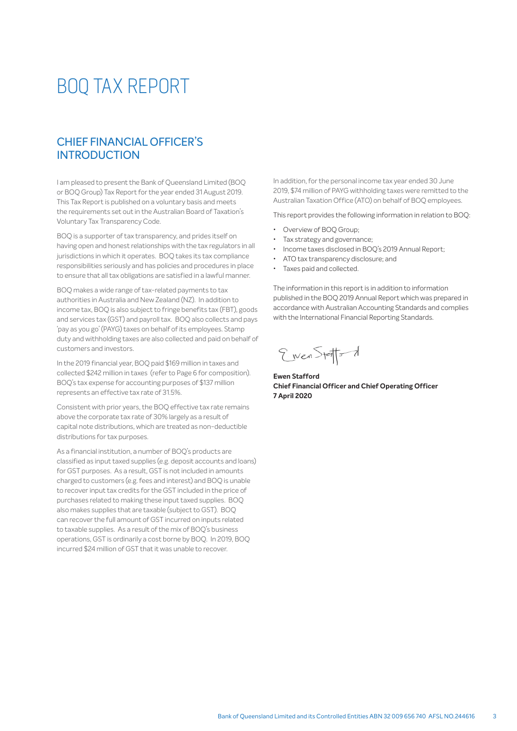# BOQ TAX REPORT

## CHIEF FINANCIAL OFFICER'S INTRODUCTION

I am pleased to present the Bank of Queensland Limited (BOQ or BOQ Group) Tax Report for the year ended 31 August 2019. This Tax Report is published on a voluntary basis and meets the requirements set out in the Australian Board of Taxation's Voluntary Tax Transparency Code.

BOQ is a supporter of tax transparency, and prides itself on having open and honest relationships with the tax regulators in all jurisdictions in which it operates. BOQ takes its tax compliance responsibilities seriously and has policies and procedures in place to ensure that all tax obligations are satisfied in a lawful manner.

BOQ makes a wide range of tax-related payments to tax authorities in Australia and New Zealand (NZ). In addition to income tax, BOQ is also subject to fringe benefits tax (FBT), goods and services tax (GST) and payroll tax. BOQ also collects and pays 'pay as you go' (PAYG) taxes on behalf of its employees. Stamp duty and withholding taxes are also collected and paid on behalf of customers and investors.

In the 2019 financial year, BOQ paid $169 million in taxes and collected $242 million in taxes (refer to Page 6 for composition). BOQ's tax expense for accounting purposes of $137 million represents an effective tax rate of 31.5%.

Consistent with prior years, the BOQ effective tax rate remains above the corporate tax rate of 30% largely as a result of capital note distributions, which are treated as non-deductible distributions for tax purposes.

As a financial institution, a number of BOQ's products are classified as input taxed supplies (e.g. deposit accounts and loans) for GST purposes. As a result, GST is not included in amounts charged to customers (e.g. fees and interest) and BOQ is unable to recover input tax credits for the GST included in the price of purchases related to making these input taxed supplies. BOQ also makes supplies that are taxable (subject to GST). BOQ can recover the full amount of GST incurred on inputs related to taxable supplies. As a result of the mix of BOQ's business operations, GST is ordinarily a cost borne by BOQ. In 2019, BOQ incurred $24 million of GST that it was unable to recover.

In addition, for the personal income tax year ended 30 June 2019, $74 million of PAYG withholding taxes were remitted to the Australian Taxation Office (ATO) on behalf of BOQ employees.

This report provides the following information in relation to BOQ:

- Overview of BOQ Group;
- Tax strategy and governance;
- Income taxes disclosed in BOQ's 2019 Annual Report;
- ATO tax transparency disclosure; and
- Taxes paid and collected.

The information in this report is in addition to information published in the BOQ 2019 Annual Report which was prepared in accordance with Australian Accounting Standards and complies with the International Financial Reporting Standards.

**Ewen Stafford**
**Chief Financial Officer and Chief Operating Officer**
**7 April 2020**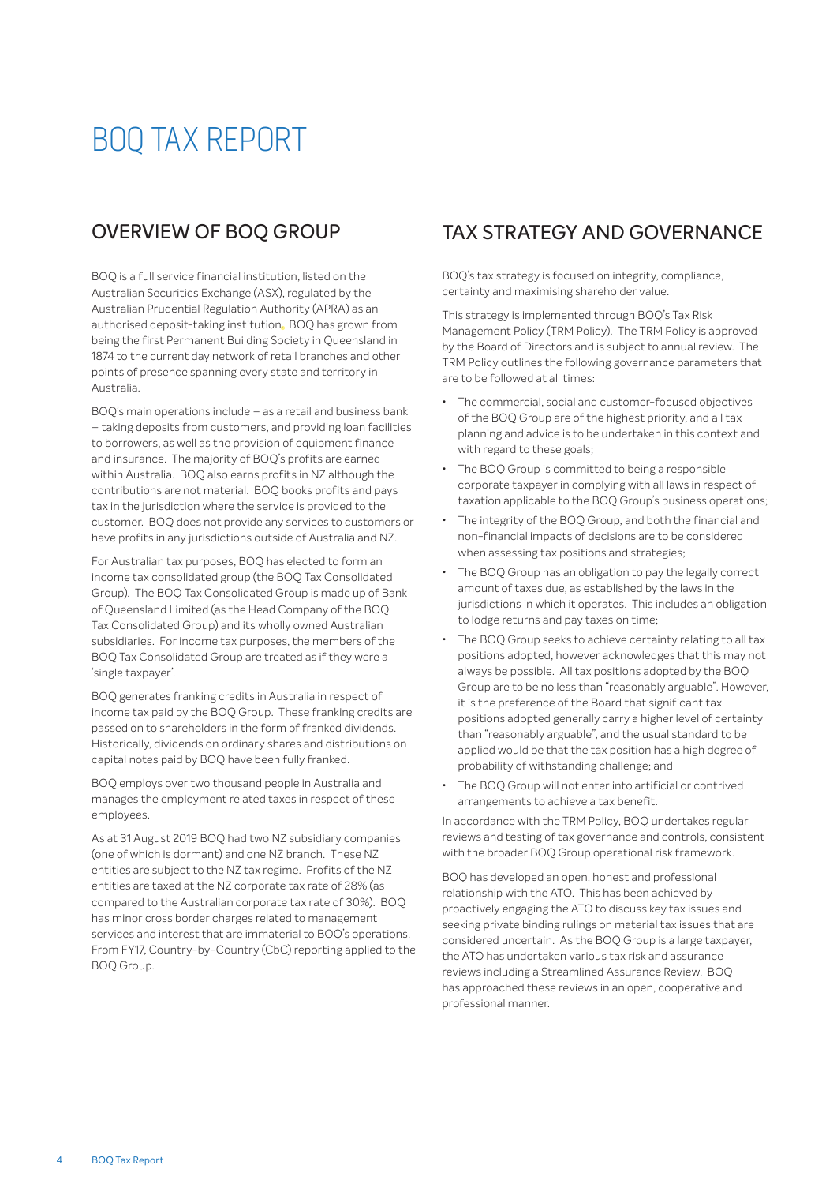# BOQ TAX REPORT

## OVERVIEW OF BOQ GROUP

BOQ is a full service financial institution, listed on the Australian Securities Exchange (ASX), regulated by the Australian Prudential Regulation Authority (APRA) as an authorised deposit-taking institution. BOQ has grown from being the first Permanent Building Society in Queensland in 1874 to the current day network of retail branches and other points of presence spanning every state and territory in Australia.

BOQ's main operations include – as a retail and business bank – taking deposits from customers, and providing loan facilities to borrowers, as well as the provision of equipment finance and insurance. The majority of BOQ's profits are earned within Australia. BOQ also earns profits in NZ although the contributions are not material. BOQ books profits and pays tax in the jurisdiction where the service is provided to the customer. BOQ does not provide any services to customers or have profits in any jurisdictions outside of Australia and NZ.

For Australian tax purposes, BOQ has elected to form an income tax consolidated group (the BOQ Tax Consolidated Group). The BOQ Tax Consolidated Group is made up of Bank of Queensland Limited (as the Head Company of the BOQ Tax Consolidated Group) and its wholly owned Australian subsidiaries. For income tax purposes, the members of the BOQ Tax Consolidated Group are treated as if they were a 'single taxpayer'.

BOQ generates franking credits in Australia in respect of income tax paid by the BOQ Group. These franking credits are passed on to shareholders in the form of franked dividends. Historically, dividends on ordinary shares and distributions on capital notes paid by BOQ have been fully franked.

BOQ employs over two thousand people in Australia and manages the employment related taxes in respect of these employees.

As at 31 August 2019 BOQ had two NZ subsidiary companies (one of which is dormant) and one NZ branch. These NZ entities are subject to the NZ tax regime. Profits of the NZ entities are taxed at the NZ corporate tax rate of 28% (as compared to the Australian corporate tax rate of 30%). BOQ has minor cross border charges related to management services and interest that are immaterial to BOQ's operations. From FY17, Country-by-Country (CbC) reporting applied to the BOQ Group.

## TAX STRATEGY AND GOVERNANCE

BOQ's tax strategy is focused on integrity, compliance, certainty and maximising shareholder value.

This strategy is implemented through BOQ's Tax Risk Management Policy (TRM Policy). The TRM Policy is approved by the Board of Directors and is subject to annual review. The TRM Policy outlines the following governance parameters that are to be followed at all times:

- The commercial, social and customer-focused objectives of the BOQ Group are of the highest priority, and all tax planning and advice is to be undertaken in this context and with regard to these goals;
- The BOQ Group is committed to being a responsible corporate taxpayer in complying with all laws in respect of taxation applicable to the BOQ Group's business operations;
- The integrity of the BOQ Group, and both the financial and non-financial impacts of decisions are to be considered when assessing tax positions and strategies;
- The BOQ Group has an obligation to pay the legally correct amount of taxes due, as established by the laws in the jurisdictions in which it operates. This includes an obligation to lodge returns and pay taxes on time;
- The BOQ Group seeks to achieve certainty relating to all tax positions adopted, however acknowledges that this may not always be possible. All tax positions adopted by the BOQ Group are to be no less than "reasonably arguable". However, it is the preference of the Board that significant tax positions adopted generally carry a higher level of certainty than "reasonably arguable", and the usual standard to be applied would be that the tax position has a high degree of probability of withstanding challenge; and
- The BOQ Group will not enter into artificial or contrived arrangements to achieve a tax benefit.

In accordance with the TRM Policy, BOQ undertakes regular reviews and testing of tax governance and controls, consistent with the broader BOQ Group operational risk framework.

BOQ has developed an open, honest and professional relationship with the ATO. This has been achieved by proactively engaging the ATO to discuss key tax issues and seeking private binding rulings on material tax issues that are considered uncertain. As the BOQ Group is a large taxpayer, the ATO has undertaken various tax risk and assurance reviews including a Streamlined Assurance Review. BOQ has approached these reviews in an open, cooperative and professional manner.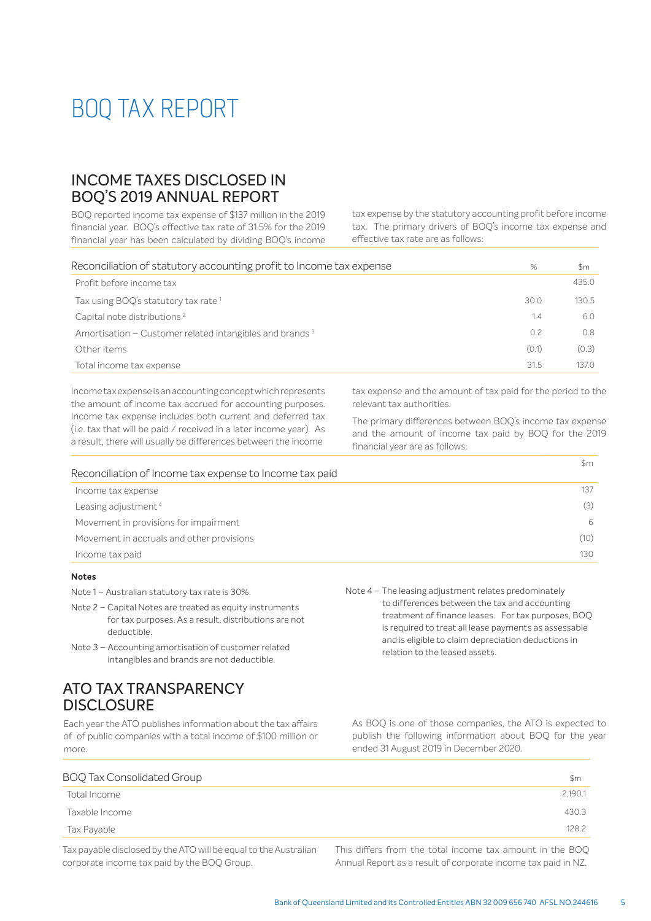# BOQ TAX REPORT

## INCOME TAXES DISCLOSED IN BOQ'S 2019 ANNUAL REPORT

BOQ reported income tax expense of $137 million in the 2019 financial year. BOQ's effective tax rate of 31.5% for the 2019 financial year has been calculated by dividing BOQ's income tax expense by the statutory accounting profit before income tax. The primary drivers of BOQ's income tax expense and effective tax rate are as follows:

| Reconciliation of statutory accounting profit to Income tax expense | % | $m |
|---|---|---|
| Profit before income tax | | 435.0 |
| Tax using BOQ's statutory tax rate [1] | 30.0 | 130.5 |
| Capital note distributions [2] | 1.4 | 6.0 |
| Amortisation – Customer related intangibles and brands [3] | 0.2 | 0.8 |
| Other items | (0.1) | (0.3) |
| Total income tax expense | 31.5 | 137.0 |

Income tax expense is an accounting concept which represents the amount of income tax accrued for accounting purposes. Income tax expense includes both current and deferred tax (i.e. tax that will be paid / received in a later income year). As a result, there will usually be differences between the income tax expense and the amount of tax paid for the period to the relevant tax authorities.

The primary differences between BOQ's income tax expense and the amount of income tax paid by BOQ for the 2019 financial year are as follows:

| Reconciliation of Income tax expense to Income tax paid | $m |
|---|---|
| Income tax expense | 137 |
| Leasing adjustment [4] | (3) |
| Movement in provisions for impairment | 6 |
| Movement in accruals and other provisions | (10) |
| Income tax paid | 130 |

**Notes**

Note 1 – Australian statutory tax rate is 30%.

Note 2 – Capital Notes are treated as equity instruments for tax purposes. As a result, distributions are not deductible.

Note 3 – Accounting amortisation of customer related intangibles and brands are not deductible.

Note 4 – The leasing adjustment relates predominately to differences between the tax and accounting treatment of finance leases. For tax purposes, BOQ is required to treat all lease payments as assessable and is eligible to claim depreciation deductions in relation to the leased assets.

## ATO TAX TRANSPARENCY DISCLOSURE

Each year the ATO publishes information about the tax affairs of of public companies with a total income of $100 million or more.

As BOQ is one of those companies, the ATO is expected to publish the following information about BOQ for the year ended 31 August 2019 in December 2020.

| BOQ Tax Consolidated Group | $m |
|---|---|
| Total Income | 2,190.1 |
| Taxable Income | 430.3 |
| Tax Payable | 128.2 |

Tax payable disclosed by the ATO will be equal to the Australian corporate income tax paid by the BOQ Group.

This differs from the total income tax amount in the BOQ Annual Report as a result of corporate income tax paid in NZ.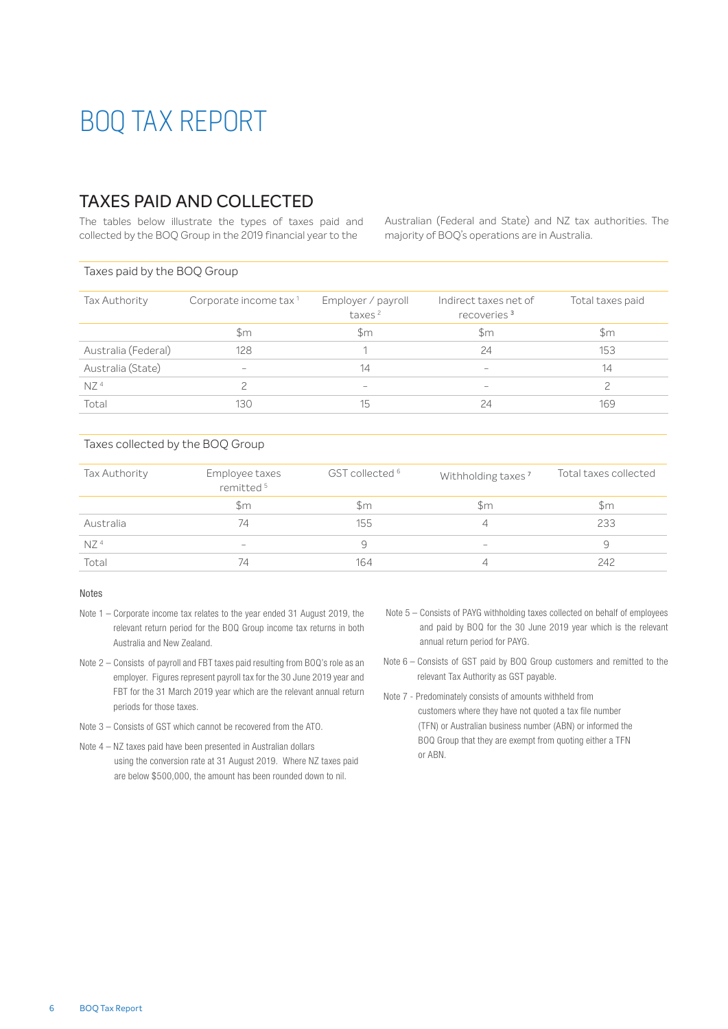# BOQ TAX REPORT

## TAXES PAID AND COLLECTED

The tables below illustrate the types of taxes paid and collected by the BOQ Group in the 2019 financial year to the Australian (Federal and State) and NZ tax authorities. The majority of BOQ's operations are in Australia.

### Taxes paid by the BOQ Group

| Tax Authority | Corporate income tax [1] | Employer / payroll taxes [2] | Indirect taxes net of recoveries [3] | Total taxes paid |
|---|---|---|---|---|
| | $m | $m | $m | $m |
| Australia (Federal) | 128 | 1 | 24 | 153 |
| Australia (State) | – | 14 | – | 14 |
| NZ [4] | 2 | – | – | 2 |
| Total | 130 | 15 | 24 | 169 |

### Taxes collected by the BOQ Group

| Tax Authority | Employee taxes remitted [5] | GST collected [6] | Withholding taxes [7] | Total taxes collected |
|---|---|---|---|---|
| | $m | $m | $m | $m |
| Australia | 74 | 155 | 4 | 233 |
| NZ [4] | – | 9 | – | 9 |
| Total | 74 | 164 | 4 | 242 |

#### Notes

Note 1 – Corporate income tax relates to the year ended 31 August 2019, the relevant return period for the BOQ Group income tax returns in both Australia and New Zealand.

Note 2 – Consists of payroll and FBT taxes paid resulting from BOQ's role as an employer. Figures represent payroll tax for the 30 June 2019 year and FBT for the 31 March 2019 year which are the relevant annual return periods for those taxes.

Note 3 – Consists of GST which cannot be recovered from the ATO.

Note 4 – NZ taxes paid have been presented in Australian dollars using the conversion rate at 31 August 2019. Where NZ taxes paid are below $500,000, the amount has been rounded down to nil.

Note 5 – Consists of PAYG withholding taxes collected on behalf of employees and paid by BOQ for the 30 June 2019 year which is the relevant annual return period for PAYG.

Note 6 – Consists of GST paid by BOQ Group customers and remitted to the relevant Tax Authority as GST payable.

Note 7 - Predominately consists of amounts withheld from customers where they have not quoted a tax file number (TFN) or Australian business number (ABN) or informed the BOQ Group that they are exempt from quoting either a TFN or ABN.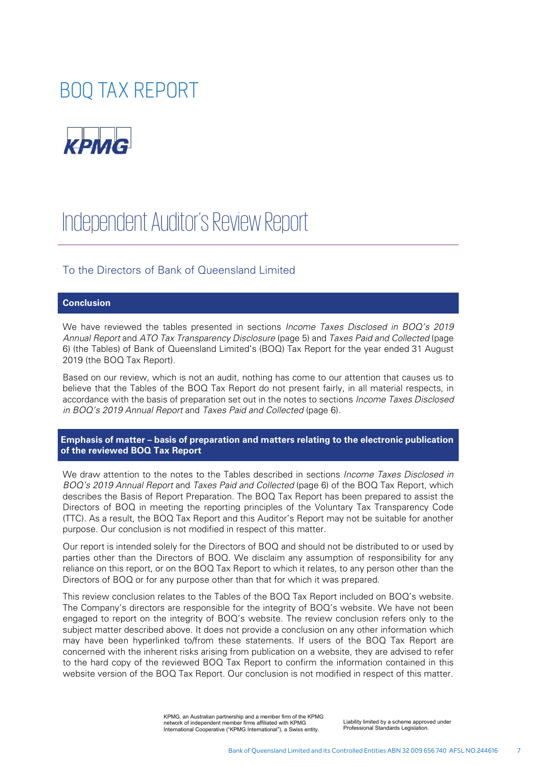# BOQ TAX REPORT

KPMG

# Independent Auditor's Review Report

## To the Directors of Bank of Queensland Limited

### Conclusion

We have reviewed the tables presented in sections *Income Taxes Disclosed in BOQ's 2019 Annual Report* and *ATO Tax Transparency Disclosure* (page 5) and *Taxes Paid and Collected* (page 6) (the Tables) of Bank of Queensland Limited's (BOQ) Tax Report for the year ended 31 August 2019 (the BOQ Tax Report).

Based on our review, which is not an audit, nothing has come to our attention that causes us to believe that the Tables of the BOQ Tax Report do not present fairly, in all material respects, in accordance with the basis of preparation set out in the notes to sections *Income Taxes Disclosed in BOQ's 2019 Annual Report* and *Taxes Paid and Collected* (page 6).

### Emphasis of matter – basis of preparation and matters relating to the electronic publication of the reviewed BOQ Tax Report

We draw attention to the notes to the Tables described in sections *Income Taxes Disclosed in BOQ's 2019 Annual Report* and *Taxes Paid and Collected* (page 6) of the BOQ Tax Report, which describes the Basis of Report Preparation. The BOQ Tax Report has been prepared to assist the Directors of BOQ in meeting the reporting principles of the Voluntary Tax Transparency Code (TTC). As a result, the BOQ Tax Report may not be suitable for another purpose. Our conclusion is not modified in respect of this matter.

Our report is intended solely for the Directors of BOQ and should not be distributed to or used by parties other than the Directors of BOQ. We disclaim any assumption of responsibility for any reliance on this report, or on the BOQ Tax Report to which it relates, to any person other than the Directors of BOQ or for any purpose other than that for which it was prepared.

This review conclusion relates to the Tables of the BOQ Tax Report included on BOQ's website. The Company's directors are responsible for the integrity of BOQ's website. We have not been engaged to report on the integrity of BOQ's website. The review conclusion refers only to the subject matter described above. It does not provide a conclusion on any other information which may have been hyperlinked to/from these statements. If users of the BOQ Tax Report are concerned with the inherent risks arising from publication on a website, they are advised to refer to the hard copy of the reviewed BOQ Tax Report to confirm the information contained in this website version of the BOQ Tax Report. Our conclusion is not modified in respect of this matter.

KPMG, an Australian partnership and a member firm of the KPMG network of independent member firms affiliated with KPMG International Cooperative ("KPMG International"), a Swiss entity.

Liability limited by a scheme approved under Professional Standards Legislation.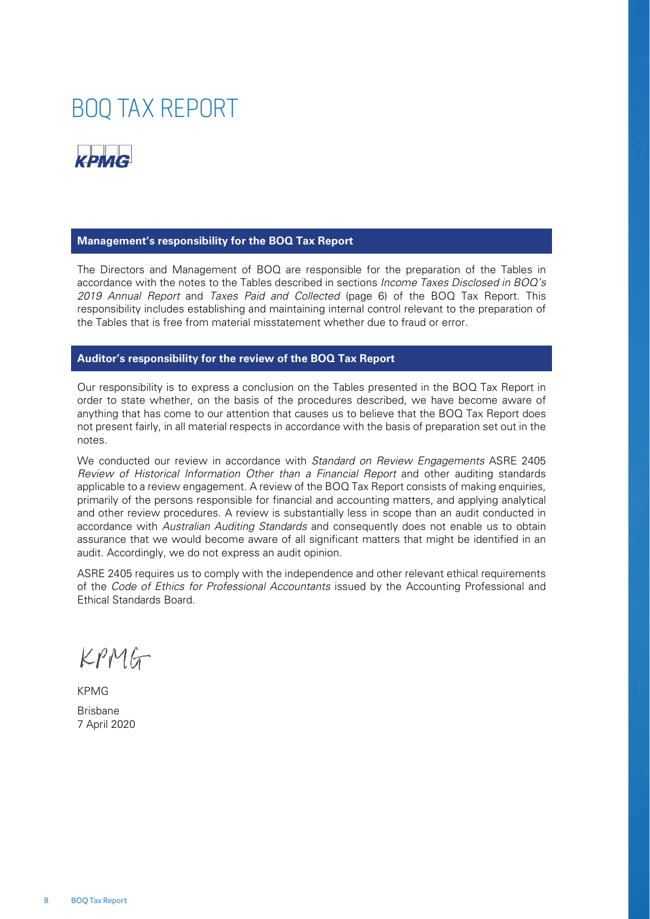# BOQ TAX REPORT

KPMG

## Management's responsibility for the BOQ Tax Report

The Directors and Management of BOQ are responsible for the preparation of the Tables in accordance with the notes to the Tables described in sections *Income Taxes Disclosed in BOQ's 2019 Annual Report* and *Taxes Paid and Collected* (page 6) of the BOQ Tax Report. This responsibility includes establishing and maintaining internal control relevant to the preparation of the Tables that is free from material misstatement whether due to fraud or error.

## Auditor's responsibility for the review of the BOQ Tax Report

Our responsibility is to express a conclusion on the Tables presented in the BOQ Tax Report in order to state whether, on the basis of the procedures described, we have become aware of anything that has come to our attention that causes us to believe that the BOQ Tax Report does not present fairly, in all material respects in accordance with the basis of preparation set out in the notes.

We conducted our review in accordance with *Standard on Review Engagements* ASRE 2405 *Review of Historical Information Other than a Financial Report* and other auditing standards applicable to a review engagement. A review of the BOQ Tax Report consists of making enquiries, primarily of the persons responsible for financial and accounting matters, and applying analytical and other review procedures. A review is substantially less in scope than an audit conducted in accordance with *Australian Auditing Standards* and consequently does not enable us to obtain assurance that we would become aware of all significant matters that might be identified in an audit. Accordingly, we do not express an audit opinion.

ASRE 2405 requires us to comply with the independence and other relevant ethical requirements of the *Code of Ethics for Professional Accountants* issued by the Accounting Professional and Ethical Standards Board.

KPMG

KPMG

Brisbane
7 April 2020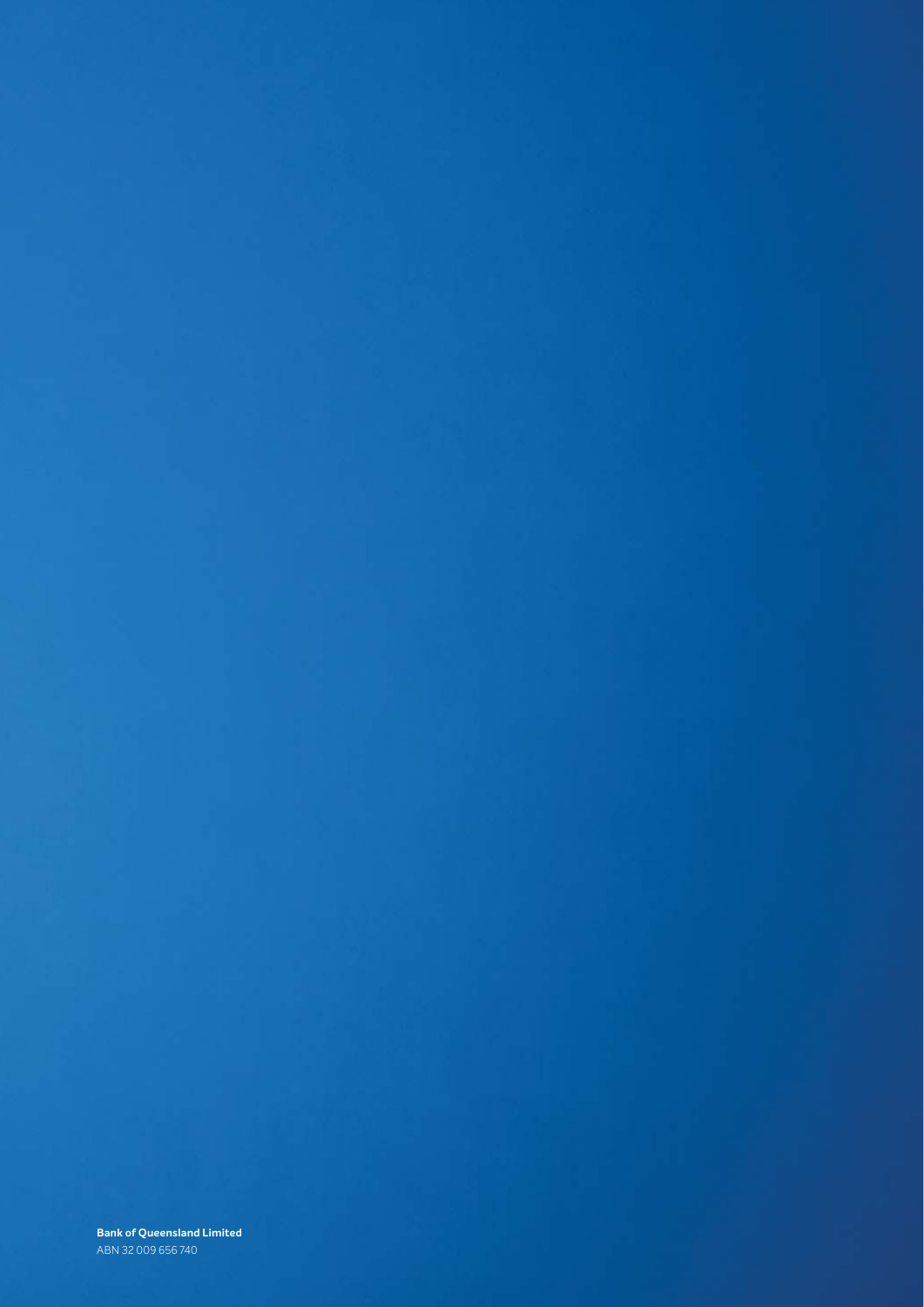**Bank of Queensland Limited**
ABN 32 009 656 740